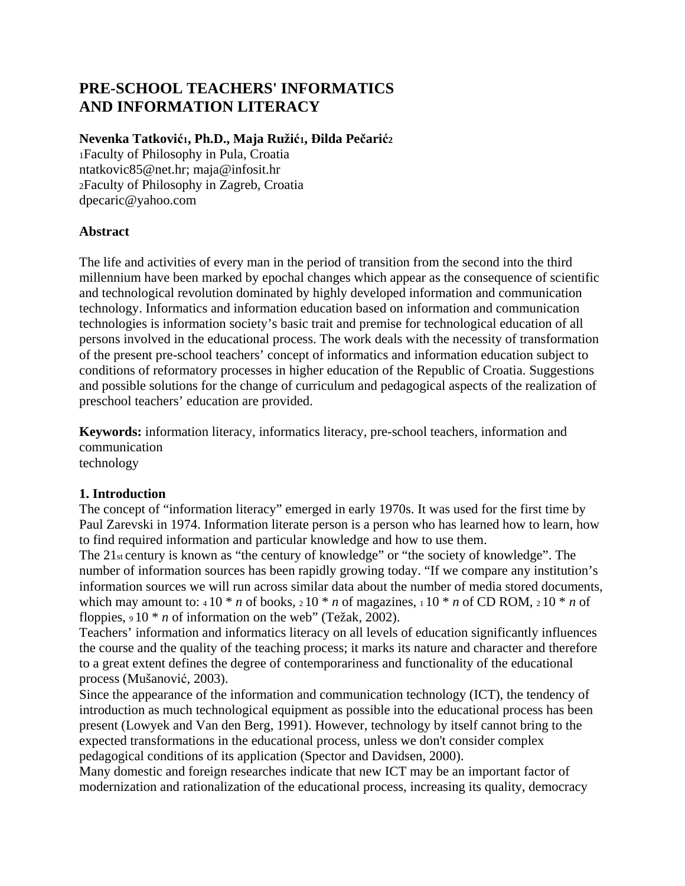# PRE-SCHOOL TEACHERS' INFORMATICS AND INFORMATION LITERACY

**Nevenka Tatković[1], Ph.D., Maja Ružić[1], Đilda Pečarić[2]**
[1]Faculty of Philosophy in Pula, Croatia
ntatkovic85@net.hr; maja@infosit.hr
[2]Faculty of Philosophy in Zagreb, Croatia
dpecaric@yahoo.com

**Abstract**

The life and activities of every man in the period of transition from the second into the third millennium have been marked by epochal changes which appear as the consequence of scientific and technological revolution dominated by highly developed information and communication technology. Informatics and information education based on information and communication technologies is information society's basic trait and premise for technological education of all persons involved in the educational process. The work deals with the necessity of transformation of the present pre-school teachers' concept of informatics and information education subject to conditions of reformatory processes in higher education of the Republic of Croatia. Suggestions and possible solutions for the change of curriculum and pedagogical aspects of the realization of preschool teachers' education are provided.

**Keywords:** information literacy, informatics literacy, pre-school teachers, information and communication technology

## 1. Introduction

The concept of "information literacy" emerged in early 1970s. It was used for the first time by Paul Zarevski in 1974. Information literate person is a person who has learned how to learn, how to find required information and particular knowledge and how to use them.

The 21st century is known as "the century of knowledge" or "the society of knowledge". The number of information sources has been rapidly growing today. "If we compare any institution's information sources we will run across similar data about the number of media stored documents, which may amount to: $10^4 * n$ of books, $10^2 * n$ of magazines, $10^1 * n$ of CD ROM, $10^2 * n$ of floppies, $10^9 * n$ of information on the web" (Težak, 2002).

Teachers' information and informatics literacy on all levels of education significantly influences the course and the quality of the teaching process; it marks its nature and character and therefore to a great extent defines the degree of contemporariness and functionality of the educational process (Mušanović, 2003).

Since the appearance of the information and communication technology (ICT), the tendency of introduction as much technological equipment as possible into the educational process has been present (Lowyek and Van den Berg, 1991). However, technology by itself cannot bring to the expected transformations in the educational process, unless we don't consider complex pedagogical conditions of its application (Spector and Davidsen, 2000).

Many domestic and foreign researches indicate that new ICT may be an important factor of modernization and rationalization of the educational process, increasing its quality, democracy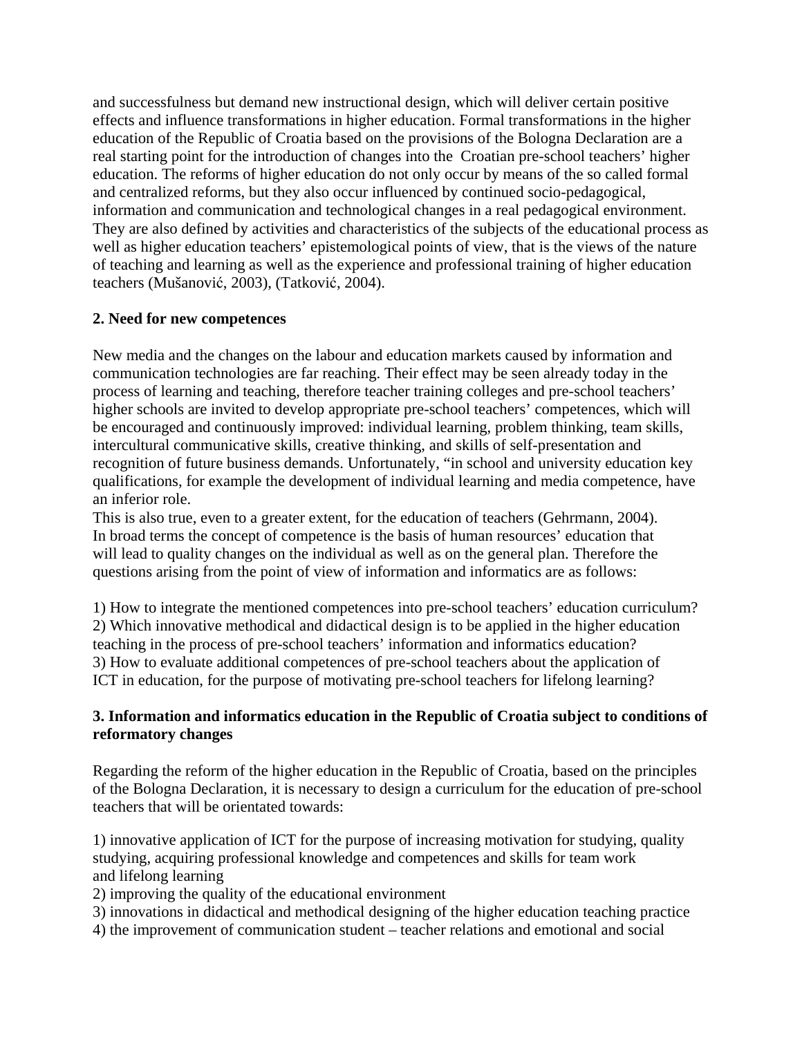and successfulness but demand new instructional design, which will deliver certain positive effects and influence transformations in higher education. Formal transformations in the higher education of the Republic of Croatia based on the provisions of the Bologna Declaration are a real starting point for the introduction of changes into the Croatian pre-school teachers' higher education. The reforms of higher education do not only occur by means of the so called formal and centralized reforms, but they also occur influenced by continued socio-pedagogical, information and communication and technological changes in a real pedagogical environment. They are also defined by activities and characteristics of the subjects of the educational process as well as higher education teachers' epistemological points of view, that is the views of the nature of teaching and learning as well as the experience and professional training of higher education teachers (Mušanović, 2003), (Tatković, 2004).

## 2. Need for new competences

New media and the changes on the labour and education markets caused by information and communication technologies are far reaching. Their effect may be seen already today in the process of learning and teaching, therefore teacher training colleges and pre-school teachers' higher schools are invited to develop appropriate pre-school teachers' competences, which will be encouraged and continuously improved: individual learning, problem thinking, team skills, intercultural communicative skills, creative thinking, and skills of self-presentation and recognition of future business demands. Unfortunately, "in school and university education key qualifications, for example the development of individual learning and media competence, have an inferior role.

This is also true, even to a greater extent, for the education of teachers (Gehrmann, 2004). In broad terms the concept of competence is the basis of human resources' education that will lead to quality changes on the individual as well as on the general plan. Therefore the questions arising from the point of view of information and informatics are as follows:

1) How to integrate the mentioned competences into pre-school teachers' education curriculum?
2) Which innovative methodical and didactical design is to be applied in the higher education teaching in the process of pre-school teachers' information and informatics education?
3) How to evaluate additional competences of pre-school teachers about the application of ICT in education, for the purpose of motivating pre-school teachers for lifelong learning?

## 3. Information and informatics education in the Republic of Croatia subject to conditions of reformatory changes

Regarding the reform of the higher education in the Republic of Croatia, based on the principles of the Bologna Declaration, it is necessary to design a curriculum for the education of pre-school teachers that will be orientated towards:

1) innovative application of ICT for the purpose of increasing motivation for studying, quality studying, acquiring professional knowledge and competences and skills for team work and lifelong learning
2) improving the quality of the educational environment
3) innovations in didactical and methodical designing of the higher education teaching practice
4) the improvement of communication student – teacher relations and emotional and social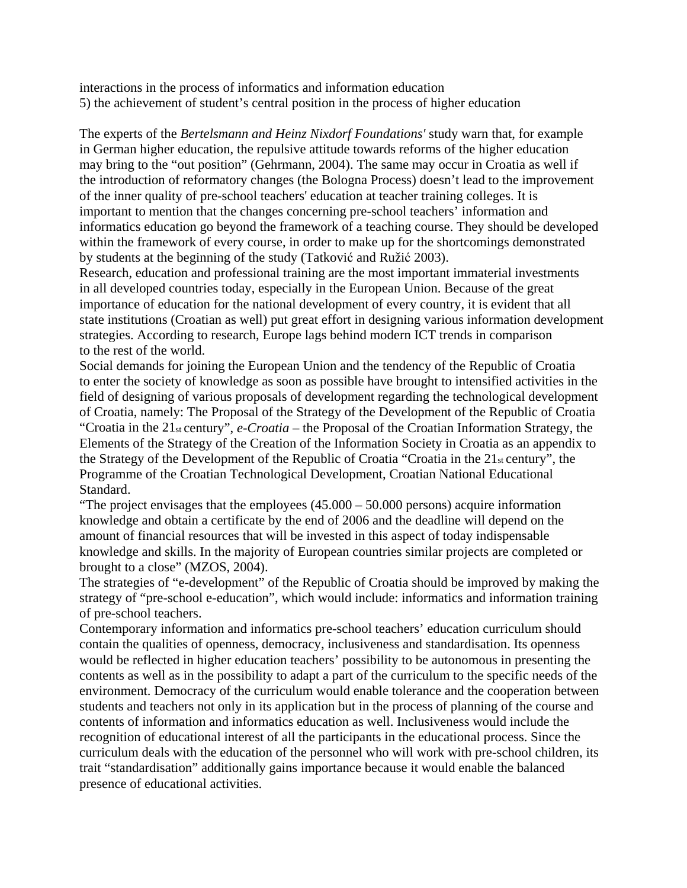interactions in the process of informatics and information education
5) the achievement of student's central position in the process of higher education

The experts of the *Bertelsmann and Heinz Nixdorf Foundations'* study warn that, for example in German higher education, the repulsive attitude towards reforms of the higher education may bring to the "out position" (Gehrmann, 2004). The same may occur in Croatia as well if the introduction of reformatory changes (the Bologna Process) doesn't lead to the improvement of the inner quality of pre-school teachers' education at teacher training colleges. It is important to mention that the changes concerning pre-school teachers' information and informatics education go beyond the framework of a teaching course. They should be developed within the framework of every course, in order to make up for the shortcomings demonstrated by students at the beginning of the study (Tatković and Ružić 2003).

Research, education and professional training are the most important immaterial investments in all developed countries today, especially in the European Union. Because of the great importance of education for the national development of every country, it is evident that all state institutions (Croatian as well) put great effort in designing various information development strategies. According to research, Europe lags behind modern ICT trends in comparison to the rest of the world.

Social demands for joining the European Union and the tendency of the Republic of Croatia to enter the society of knowledge as soon as possible have brought to intensified activities in the field of designing of various proposals of development regarding the technological development of Croatia, namely: The Proposal of the Strategy of the Development of the Republic of Croatia "Croatia in the 21st century", *e-Croatia* – the Proposal of the Croatian Information Strategy, the Elements of the Strategy of the Creation of the Information Society in Croatia as an appendix to the Strategy of the Development of the Republic of Croatia "Croatia in the 21st century", the Programme of the Croatian Technological Development, Croatian National Educational Standard.

"The project envisages that the employees (45.000 – 50.000 persons) acquire information knowledge and obtain a certificate by the end of 2006 and the deadline will depend on the amount of financial resources that will be invested in this aspect of today indispensable knowledge and skills. In the majority of European countries similar projects are completed or brought to a close" (MZOS, 2004).

The strategies of "e-development" of the Republic of Croatia should be improved by making the strategy of "pre-school e-education", which would include: informatics and information training of pre-school teachers.

Contemporary information and informatics pre-school teachers' education curriculum should contain the qualities of openness, democracy, inclusiveness and standardisation. Its openness would be reflected in higher education teachers' possibility to be autonomous in presenting the contents as well as in the possibility to adapt a part of the curriculum to the specific needs of the environment. Democracy of the curriculum would enable tolerance and the cooperation between students and teachers not only in its application but in the process of planning of the course and contents of information and informatics education as well. Inclusiveness would include the recognition of educational interest of all the participants in the educational process. Since the curriculum deals with the education of the personnel who will work with pre-school children, its trait "standardisation" additionally gains importance because it would enable the balanced presence of educational activities.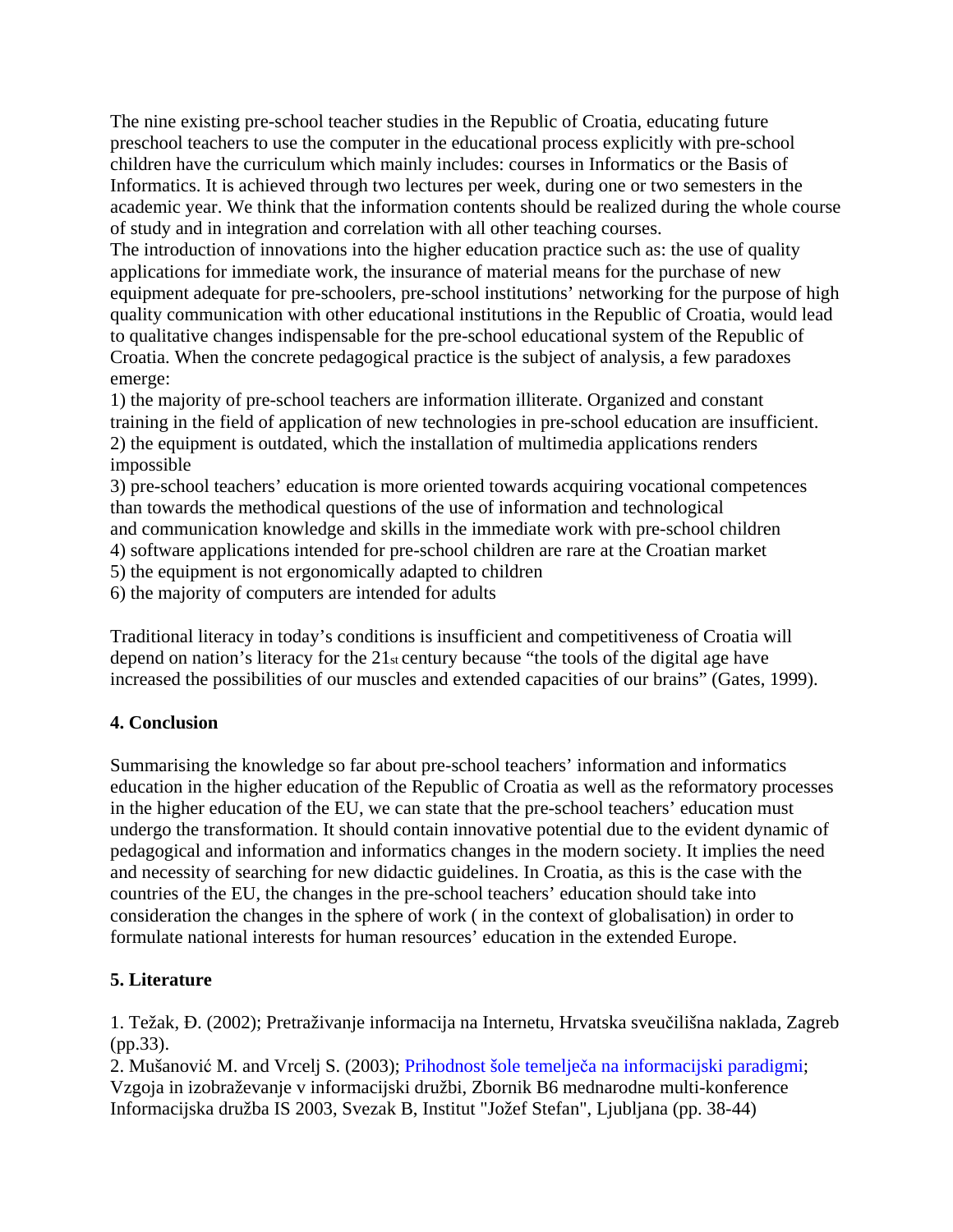The nine existing pre-school teacher studies in the Republic of Croatia, educating future preschool teachers to use the computer in the educational process explicitly with pre-school children have the curriculum which mainly includes: courses in Informatics or the Basis of Informatics. It is achieved through two lectures per week, during one or two semesters in the academic year. We think that the information contents should be realized during the whole course of study and in integration and correlation with all other teaching courses.

The introduction of innovations into the higher education practice such as: the use of quality applications for immediate work, the insurance of material means for the purchase of new equipment adequate for pre-schoolers, pre-school institutions' networking for the purpose of high quality communication with other educational institutions in the Republic of Croatia, would lead to qualitative changes indispensable for the pre-school educational system of the Republic of Croatia. When the concrete pedagogical practice is the subject of analysis, a few paradoxes emerge:

1) the majority of pre-school teachers are information illiterate. Organized and constant training in the field of application of new technologies in pre-school education are insufficient.
2) the equipment is outdated, which the installation of multimedia applications renders impossible
3) pre-school teachers' education is more oriented towards acquiring vocational competences than towards the methodical questions of the use of information and technological and communication knowledge and skills in the immediate work with pre-school children
4) software applications intended for pre-school children are rare at the Croatian market
5) the equipment is not ergonomically adapted to children
6) the majority of computers are intended for adults

Traditional literacy in today's conditions is insufficient and competitiveness of Croatia will depend on nation's literacy for the 21st century because "the tools of the digital age have increased the possibilities of our muscles and extended capacities of our brains" (Gates, 1999).

**4. Conclusion**

Summarising the knowledge so far about pre-school teachers' information and informatics education in the higher education of the Republic of Croatia as well as the reformatory processes in the higher education of the EU, we can state that the pre-school teachers' education must undergo the transformation. It should contain innovative potential due to the evident dynamic of pedagogical and information and informatics changes in the modern society. It implies the need and necessity of searching for new didactic guidelines. In Croatia, as this is the case with the countries of the EU, the changes in the pre-school teachers' education should take into consideration the changes in the sphere of work ( in the context of globalisation) in order to formulate national interests for human resources' education in the extended Europe.

**5. Literature**

1. Težak, Đ. (2002); Pretraživanje informacija na Internetu, Hrvatska sveučilišna naklada, Zagreb (pp.33).
2. Mušanović M. and Vrcelj S. (2003); Prihodnost šole temelječa na informacijski paradigmi; Vzgoja in izobraževanje v informacijski družbi, Zbornik B6 mednarodne multi-konference Informacijska družba IS 2003, Svezak B, Institut "Jožef Stefan", Ljubljana (pp. 38-44)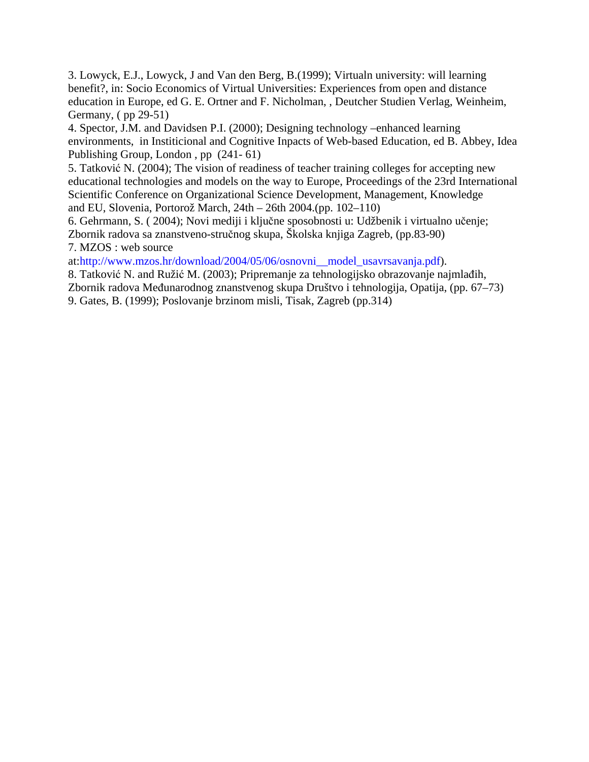3. Lowyck, E.J., Lowyck, J and Van den Berg, B.(1999); Virtualn university: will learning benefit?, in: Socio Economics of Virtual Universities: Experiences from open and distance education in Europe, ed G. E. Ortner and F. Nicholman, , Deutcher Studien Verlag, Weinheim, Germany, ( pp 29-51)

4. Spector, J.M. and Davidsen P.I. (2000); Designing technology –enhanced learning environments, in Institicional and Cognitive Inpacts of Web-based Education, ed B. Abbey, Idea Publishing Group, London , pp (241- 61)

5. Tatković N. (2004); The vision of readiness of teacher training colleges for accepting new educational technologies and models on the way to Europe, Proceedings of the 23rd International Scientific Conference on Organizational Science Development, Management, Knowledge and EU, Slovenia, Portorož March, 24th – 26th 2004.(pp. 102–110)

6. Gehrmann, S. ( 2004); Novi mediji i ključne sposobnosti u: Udžbenik i virtualno učenje; Zbornik radova sa znanstveno-stručnog skupa, Školska knjiga Zagreb, (pp.83-90)

7. MZOS : web source at:http://www.mzos.hr/download/2004/05/06/osnovni__model_usavrsavanja.pdf).

8. Tatković N. and Ružić M. (2003); Pripremanje za tehnologijsko obrazovanje najmlađih, Zbornik radova Međunarodnog znanstvenog skupa Društvo i tehnologija, Opatija, (pp. 67–73)

9. Gates, B. (1999); Poslovanje brzinom misli, Tisak, Zagreb (pp.314)